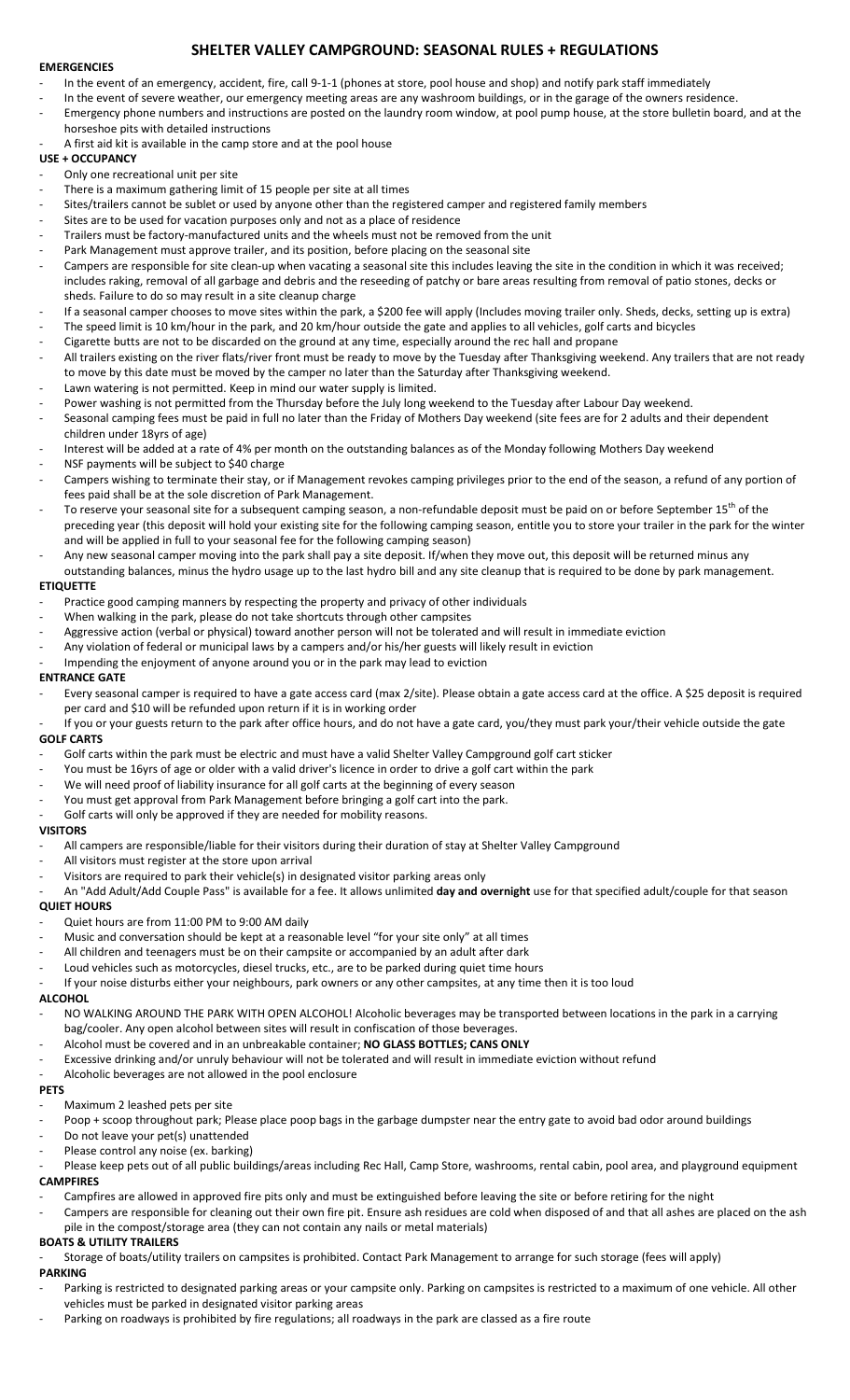# SHELTER VALLEY CAMPGROUND: SEASONAL RULES + REGULATIONS

## EMERGENCIES

- In the event of an emergency, accident, fire, call 9-1-1 (phones at store, pool house and shop) and notify park staff immediately
- In the event of severe weather, our emergency meeting areas are any washroom buildings, or in the garage of the owners residence.
- Emergency phone numbers and instructions are posted on the laundry room window, at pool pump house, at the store bulletin board, and at the horseshoe pits with detailed instructions
- A first aid kit is available in the camp store and at the pool house

## USE + OCCUPANCY

- Only one recreational unit per site
- There is a maximum gathering limit of 15 people per site at all times
- Sites/trailers cannot be sublet or used by anyone other than the registered camper and registered family members
- Sites are to be used for vacation purposes only and not as a place of residence
- Trailers must be factory-manufactured units and the wheels must not be removed from the unit
- Park Management must approve trailer, and its position, before placing on the seasonal site
- Campers are responsible for site clean-up when vacating a seasonal site this includes leaving the site in the condition in which it was received; includes raking, removal of all garbage and debris and the reseeding of patchy or bare areas resulting from removal of patio stones, decks or sheds. Failure to do so may result in a site cleanup charge
- If a seasonal camper chooses to move sites within the park, a $200 fee will apply (Includes moving trailer only. Sheds, decks, setting up is extra)
- The speed limit is 10 km/hour in the park, and 20 km/hour outside the gate and applies to all vehicles, golf carts and bicycles
- Cigarette butts are not to be discarded on the ground at any time, especially around the rec hall and propane
- All trailers existing on the river flats/river front must be ready to move by the Tuesday after Thanksgiving weekend. Any trailers that are not ready to move by this date must be moved by the camper no later than the Saturday after Thanksgiving weekend.
- Lawn watering is not permitted. Keep in mind our water supply is limited.
- Power washing is not permitted from the Thursday before the July long weekend to the Tuesday after Labour Day weekend.
- Seasonal camping fees must be paid in full no later than the Friday of Mothers Day weekend (site fees are for 2 adults and their dependent children under 18yrs of age)
- Interest will be added at a rate of 4% per month on the outstanding balances as of the Monday following Mothers Day weekend
- NSF payments will be subject to $40 charge
- Campers wishing to terminate their stay, or if Management revokes camping privileges prior to the end of the season, a refund of any portion of fees paid shall be at the sole discretion of Park Management.
- To reserve your seasonal site for a subsequent camping season, a non-refundable deposit must be paid on or before September 15th of the preceding year (this deposit will hold your existing site for the following camping season, entitle you to store your trailer in the park for the winter and will be applied in full to your seasonal fee for the following camping season)
- Any new seasonal camper moving into the park shall pay a site deposit. If/when they move out, this deposit will be returned minus any outstanding balances, minus the hydro usage up to the last hydro bill and any site cleanup that is required to be done by park management.

## ETIQUETTE

- Practice good camping manners by respecting the property and privacy of other individuals
- When walking in the park, please do not take shortcuts through other campsites
- Aggressive action (verbal or physical) toward another person will not be tolerated and will result in immediate eviction
- Any violation of federal or municipal laws by a campers and/or his/her guests will likely result in eviction
- Impending the enjoyment of anyone around you or in the park may lead to eviction

## ENTRANCE GATE

- Every seasonal camper is required to have a gate access card (max 2/site). Please obtain a gate access card at the office. A $25 deposit is required per card and $10 will be refunded upon return if it is in working order
- If you or your guests return to the park after office hours, and do not have a gate card, you/they must park your/their vehicle outside the gate

## GOLF CARTS

- Golf carts within the park must be electric and must have a valid Shelter Valley Campground golf cart sticker
- You must be 16yrs of age or older with a valid driver's licence in order to drive a golf cart within the park
- We will need proof of liability insurance for all golf carts at the beginning of every season
- You must get approval from Park Management before bringing a golf cart into the park.
- Golf carts will only be approved if they are needed for mobility reasons.

## VISITORS

- All campers are responsible/liable for their visitors during their duration of stay at Shelter Valley Campground
- All visitors must register at the store upon arrival
- Visitors are required to park their vehicle(s) in designated visitor parking areas only
- An "Add Adult/Add Couple Pass" is available for a fee. It allows unlimited **day and overnight** use for that specified adult/couple for that season

## QUIET HOURS

- Quiet hours are from 11:00 PM to 9:00 AM daily
- Music and conversation should be kept at a reasonable level "for your site only" at all times
- All children and teenagers must be on their campsite or accompanied by an adult after dark
- Loud vehicles such as motorcycles, diesel trucks, etc., are to be parked during quiet time hours
- If your noise disturbs either your neighbours, park owners or any other campsites, at any time then it is too loud

## ALCOHOL

- NO WALKING AROUND THE PARK WITH OPEN ALCOHOL! Alcoholic beverages may be transported between locations in the park in a carrying bag/cooler. Any open alcohol between sites will result in confiscation of those beverages.
- Alcohol must be covered and in an unbreakable container; **NO GLASS BOTTLES; CANS ONLY**
- Excessive drinking and/or unruly behaviour will not be tolerated and will result in immediate eviction without refund
- Alcoholic beverages are not allowed in the pool enclosure

## PETS

- Maximum 2 leashed pets per site
- Poop + scoop throughout park; Please place poop bags in the garbage dumpster near the entry gate to avoid bad odor around buildings
- Do not leave your pet(s) unattended
- Please control any noise (ex. barking)
- Please keep pets out of all public buildings/areas including Rec Hall, Camp Store, washrooms, rental cabin, pool area, and playground equipment

## CAMPFIRES

- Campfires are allowed in approved fire pits only and must be extinguished before leaving the site or before retiring for the night
- Campers are responsible for cleaning out their own fire pit. Ensure ash residues are cold when disposed of and that all ashes are placed on the ash pile in the compost/storage area (they can not contain any nails or metal materials)

## BOATS & UTILITY TRAILERS

- Storage of boats/utility trailers on campsites is prohibited. Contact Park Management to arrange for such storage (fees will apply)

## PARKING

- Parking is restricted to designated parking areas or your campsite only. Parking on campsites is restricted to a maximum of one vehicle. All other vehicles must be parked in designated visitor parking areas
- Parking on roadways is prohibited by fire regulations; all roadways in the park are classed as a fire route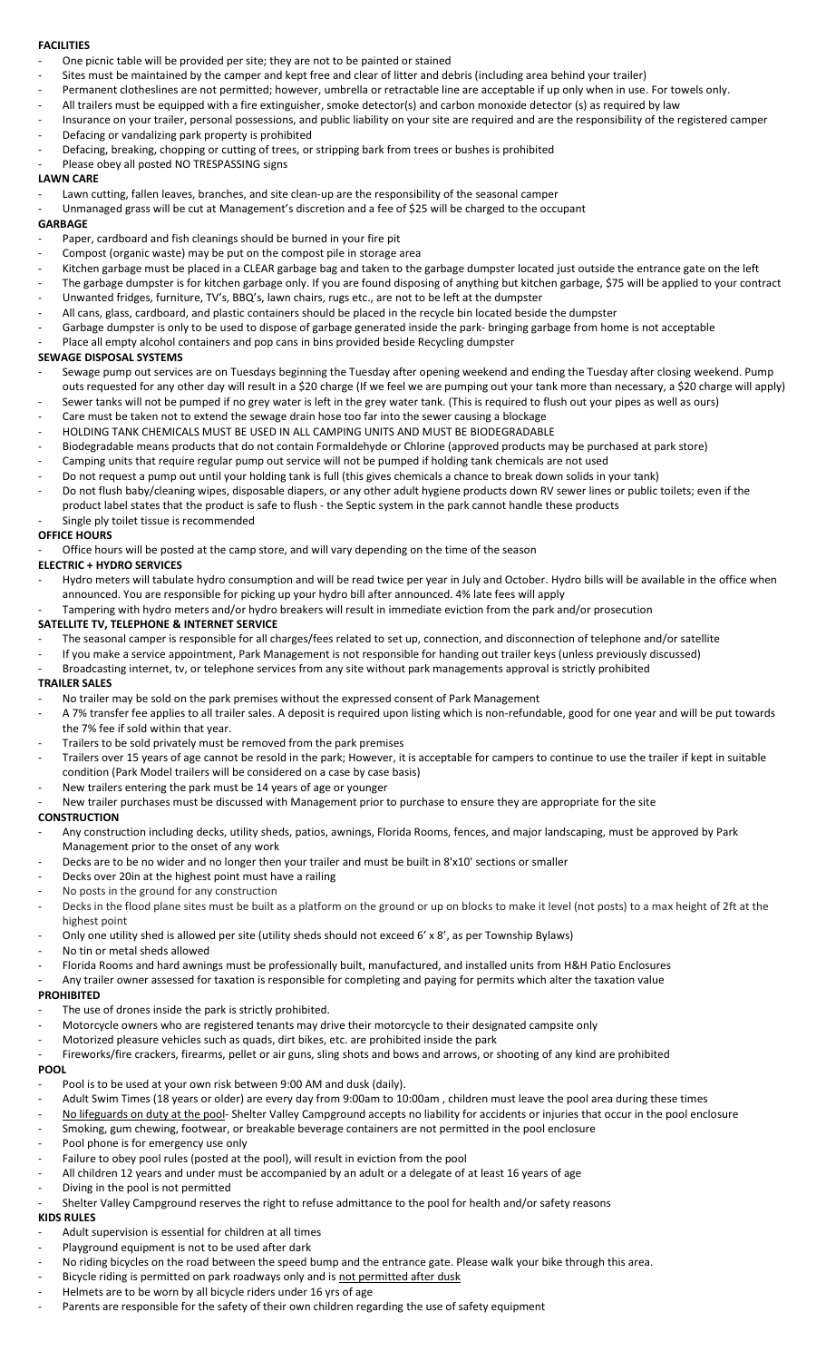**FACILITIES**

- One picnic table will be provided per site; they are not to be painted or stained
- Sites must be maintained by the camper and kept free and clear of litter and debris (including area behind your trailer)
- Permanent clotheslines are not permitted; however, umbrella or retractable line are acceptable if up only when in use. For towels only.
- All trailers must be equipped with a fire extinguisher, smoke detector(s) and carbon monoxide detector (s) as required by law
- Insurance on your trailer, personal possessions, and public liability on your site are required and are the responsibility of the registered camper
- Defacing or vandalizing park property is prohibited
- Defacing, breaking, chopping or cutting of trees, or stripping bark from trees or bushes is prohibited
- Please obey all posted NO TRESPASSING signs

**LAWN CARE**

- Lawn cutting, fallen leaves, branches, and site clean-up are the responsibility of the seasonal camper
- Unmanaged grass will be cut at Management's discretion and a fee of $25 will be charged to the occupant

**GARBAGE**

- Paper, cardboard and fish cleanings should be burned in your fire pit
- Compost (organic waste) may be put on the compost pile in storage area
- Kitchen garbage must be placed in a CLEAR garbage bag and taken to the garbage dumpster located just outside the entrance gate on the left
- The garbage dumpster is for kitchen garbage only. If you are found disposing of anything but kitchen garbage, $75 will be applied to your contract
- Unwanted fridges, furniture, TV's, BBQ's, lawn chairs, rugs etc., are not to be left at the dumpster
- All cans, glass, cardboard, and plastic containers should be placed in the recycle bin located beside the dumpster
- Garbage dumpster is only to be used to dispose of garbage generated inside the park- bringing garbage from home is not acceptable
- Place all empty alcohol containers and pop cans in bins provided beside Recycling dumpster

**SEWAGE DISPOSAL SYSTEMS**

- Sewage pump out services are on Tuesdays beginning the Tuesday after opening weekend and ending the Tuesday after closing weekend. Pump outs requested for any other day will result in a $20 charge (If we feel we are pumping out your tank more than necessary, a $20 charge will apply)
- Sewer tanks will not be pumped if no grey water is left in the grey water tank. (This is required to flush out your pipes as well as ours)
- Care must be taken not to extend the sewage drain hose too far into the sewer causing a blockage
- HOLDING TANK CHEMICALS MUST BE USED IN ALL CAMPING UNITS AND MUST BE BIODEGRADABLE
- Biodegradable means products that do not contain Formaldehyde or Chlorine (approved products may be purchased at park store)
- Camping units that require regular pump out service will not be pumped if holding tank chemicals are not used
- Do not request a pump out until your holding tank is full (this gives chemicals a chance to break down solids in your tank)
- Do not flush baby/cleaning wipes, disposable diapers, or any other adult hygiene products down RV sewer lines or public toilets; even if the product label states that the product is safe to flush - the Septic system in the park cannot handle these products
- Single ply toilet tissue is recommended

**OFFICE HOURS**

- Office hours will be posted at the camp store, and will vary depending on the time of the season

**ELECTRIC + HYDRO SERVICES**

- Hydro meters will tabulate hydro consumption and will be read twice per year in July and October. Hydro bills will be available in the office when announced. You are responsible for picking up your hydro bill after announced. 4% late fees will apply
- Tampering with hydro meters and/or hydro breakers will result in immediate eviction from the park and/or prosecution

**SATELLITE TV, TELEPHONE & INTERNET SERVICE**

- The seasonal camper is responsible for all charges/fees related to set up, connection, and disconnection of telephone and/or satellite
- If you make a service appointment, Park Management is not responsible for handing out trailer keys (unless previously discussed)
- Broadcasting internet, tv, or telephone services from any site without park managements approval is strictly prohibited

**TRAILER SALES**

- No trailer may be sold on the park premises without the expressed consent of Park Management
- A 7% transfer fee applies to all trailer sales. A deposit is required upon listing which is non-refundable, good for one year and will be put towards the 7% fee if sold within that year.
- Trailers to be sold privately must be removed from the park premises
- Trailers over 15 years of age cannot be resold in the park; However, it is acceptable for campers to continue to use the trailer if kept in suitable condition (Park Model trailers will be considered on a case by case basis)
- New trailers entering the park must be 14 years of age or younger
- New trailer purchases must be discussed with Management prior to purchase to ensure they are appropriate for the site

**CONSTRUCTION**

- Any construction including decks, utility sheds, patios, awnings, Florida Rooms, fences, and major landscaping, must be approved by Park Management prior to the onset of any work
- Decks are to be no wider and no longer then your trailer and must be built in 8'x10' sections or smaller
- Decks over 20in at the highest point must have a railing
- No posts in the ground for any construction
- Decks in the flood plane sites must be built as a platform on the ground or up on blocks to make it level (not posts) to a max height of 2ft at the highest point
- Only one utility shed is allowed per site (utility sheds should not exceed 6' x 8', as per Township Bylaws)
- No tin or metal sheds allowed
- Florida Rooms and hard awnings must be professionally built, manufactured, and installed units from H&H Patio Enclosures
- Any trailer owner assessed for taxation is responsible for completing and paying for permits which alter the taxation value

**PROHIBITED**

- The use of drones inside the park is strictly prohibited.
- Motorcycle owners who are registered tenants may drive their motorcycle to their designated campsite only
- Motorized pleasure vehicles such as quads, dirt bikes, etc. are prohibited inside the park
- Fireworks/fire crackers, firearms, pellet or air guns, sling shots and bows and arrows, or shooting of any kind are prohibited

**POOL**

- Pool is to be used at your own risk between 9:00 AM and dusk (daily).
- Adult Swim Times (18 years or older) are every day from 9:00am to 10:00am , children must leave the pool area during these times
- No lifeguards on duty at the pool- Shelter Valley Campground accepts no liability for accidents or injuries that occur in the pool enclosure
- Smoking, gum chewing, footwear, or breakable beverage containers are not permitted in the pool enclosure
- Pool phone is for emergency use only
- Failure to obey pool rules (posted at the pool), will result in eviction from the pool
- All children 12 years and under must be accompanied by an adult or a delegate of at least 16 years of age
- Diving in the pool is not permitted
- Shelter Valley Campground reserves the right to refuse admittance to the pool for health and/or safety reasons

**KIDS RULES**

- Adult supervision is essential for children at all times
- Playground equipment is not to be used after dark
- No riding bicycles on the road between the speed bump and the entrance gate. Please walk your bike through this area.
- Bicycle riding is permitted on park roadways only and is not permitted after dusk
- Helmets are to be worn by all bicycle riders under 16 yrs of age
- Parents are responsible for the safety of their own children regarding the use of safety equipment